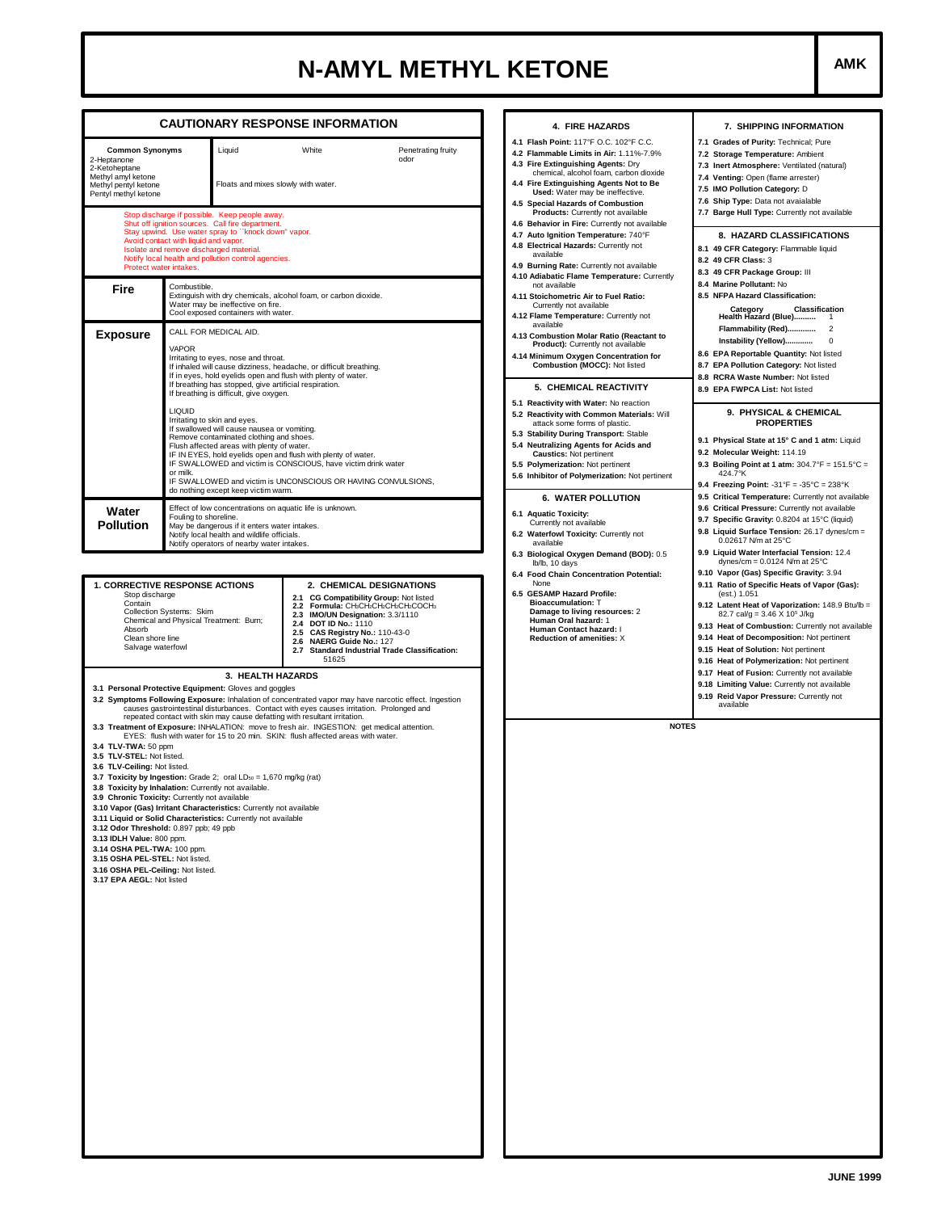# N-AMYL METHYL KETONE

**AMK**

## CAUTIONARY RESPONSE INFORMATION

| Common Synonyms | Liquid | White | Penetrating fruity odor |
|---|---|---|---|
| 2-Heptanone<br>2-Ketoheptane<br>Methyl amyl ketone<br>Methyl pentyl ketone<br>Pentyl methyl ketone | Floats and mixes slowly with water. | | |

Stop discharge if possible. Keep people away.
Shut off ignition sources. Call fire department.
Stay upwind. Use water spray to ``knock down'' vapor.
Avoid contact with liquid and vapor.
Isolate and remove discharged material.
Notify local health and pollution control agencies.
Protect water intakes.

**Fire**

Combustible.
Extinguish with dry chemicals, alcohol foam, or carbon dioxide.
Water may be ineffective on fire.
Cool exposed containers with water.

**Exposure**

CALL FOR MEDICAL AID.

VAPOR
Irritating to eyes, nose and throat.
If inhaled will cause dizziness, headache, or difficult breathing.
If in eyes, hold eyelids open and flush with plenty of water.
If breathing has stopped, give artificial respiration.
If breathing is difficult, give oxygen.

LIQUID
Irritating to skin and eyes.
If swallowed will cause nausea or vomiting.
Remove contaminated clothing and shoes.
Flush affected areas with plenty of water.
IF IN EYES, hold eyelids open and flush with plenty of water.
IF SWALLOWED and victim is CONSCIOUS, have victim drink water or milk.
IF SWALLOWED and victim is UNCONSCIOUS OR HAVING CONVULSIONS, do nothing except keep victim warm.

**Water Pollution**

Effect of low concentrations on aquatic life is unknown.
Fouling to shoreline.
May be dangerous if it enters water intakes.
Notify local health and wildlife officials.
Notify operators of nearby water intakes.

### 1. CORRECTIVE RESPONSE ACTIONS

Stop discharge
Contain
Collection Systems: Skim
Chemical and Physical Treatment: Burn;
Absorb
Clean shore line
Salvage waterfowl

### 2. CHEMICAL DESIGNATIONS

**2.1 CG Compatibility Group:** Not listed
**2.2 Formula:** $CH_3CH_2CH_2CH_2CH_2COCH_3$
**2.3 IMO/UN Designation:** 3.3/1110
**2.4 DOT ID No.:** 1110
**2.5 CAS Registry No.:** 110-43-0
**2.6 NAERG Guide No.:** 127
**2.7 Standard Industrial Trade Classification:** 51625

### 3. HEALTH HAZARDS

**3.1 Personal Protective Equipment:** Gloves and goggles
**3.2 Symptoms Following Exposure:** Inhalation of concentrated vapor may have narcotic effect. Ingestion causes gastrointestinal disturbances. Contact with eyes causes irritation. Prolonged and repeated contact with skin may cause defatting with resultant irritation.
**3.3 Treatment of Exposure:** INHALATION: move to fresh air. INGESTION: get medical attention. EYES: flush with water for 15 to 20 min. SKIN: flush affected areas with water.
**3.4 TLV-TWA:** 50 ppm
**3.5 TLV-STEL:** Not listed.
**3.6 TLV-Ceiling:** Not listed.
**3.7 Toxicity by Ingestion:** Grade 2; oral $LD_{50}$ = 1,670 mg/kg (rat)
**3.8 Toxicity by Inhalation:** Currently not available.
**3.9 Chronic Toxicity:** Currently not available
**3.10 Vapor (Gas) Irritant Characteristics:** Currently not available
**3.11 Liquid or Solid Characteristics:** Currently not available
**3.12 Odor Threshold:** 0.897 ppb; 49 ppb
**3.13 IDLH Value:** 800 ppm.
**3.14 OSHA PEL-TWA:** 100 ppm.
**3.15 OSHA PEL-STEL:** Not listed.
**3.16 OSHA PEL-Ceiling:** Not listed.
**3.17 EPA AEGL:** Not listed

### 4. FIRE HAZARDS

**4.1 Flash Point:** 117°F O.C. 102°F C.C.
**4.2 Flammable Limits in Air:** 1.11%-7.9%
**4.3 Fire Extinguishing Agents:** Dry chemical, alcohol foam, carbon dioxide
**4.4 Fire Extinguishing Agents Not to Be Used:** Water may be ineffective.
**4.5 Special Hazards of Combustion Products:** Currently not available
**4.6 Behavior in Fire:** Currently not available
**4.7 Auto Ignition Temperature:** 740°F
**4.8 Electrical Hazards:** Currently not available
**4.9 Burning Rate:** Currently not available
**4.10 Adiabatic Flame Temperature:** Currently not available
**4.11 Stoichometric Air to Fuel Ratio:** Currently not available
**4.12 Flame Temperature:** Currently not available
**4.13 Combustion Molar Ratio (Reactant to Product):** Currently not available
**4.14 Minimum Oxygen Concentration for Combustion (MOCC):** Not listed

### 5. CHEMICAL REACTIVITY

**5.1 Reactivity with Water:** No reaction
**5.2 Reactivity with Common Materials:** Will attack some forms of plastic.
**5.3 Stability During Transport:** Stable
**5.4 Neutralizing Agents for Acids and Caustics:** Not pertinent
**5.5 Polymerization:** Not pertinent
**5.6 Inhibitor of Polymerization:** Not pertinent

### 6. WATER POLLUTION

**6.1 Aquatic Toxicity:** Currently not available
**6.2 Waterfowl Toxicity:** Currently not available
**6.3 Biological Oxygen Demand (BOD):** 0.5 lb/lb, 10 days
**6.4 Food Chain Concentration Potential:** None
**6.5 GESAMP Hazard Profile:**
**Bioaccumulation:** T
**Damage to living resources:** 2
**Human Oral hazard:** 1
**Human Contact hazard:** I
**Reduction of amenities:** X

### 7. SHIPPING INFORMATION

**7.1 Grades of Purity:** Technical; Pure
**7.2 Storage Temperature:** Ambient
**7.3 Inert Atmosphere:** Ventilated (natural)
**7.4 Venting:** Open (flame arrester)
**7.5 IMO Pollution Category:** D
**7.6 Ship Type:** Data not avaialable
**7.7 Barge Hull Type:** Currently not available

### 8. HAZARD CLASSIFICATIONS

**8.1 49 CFR Category:** Flammable liquid
**8.2 49 CFR Class:** 3
**8.3 49 CFR Package Group:** III
**8.4 Marine Pollutant:** No
**8.5 NFPA Hazard Classification:**

| Category | Classification |
|---|---|
| Health Hazard (Blue).......... | 1 |
| Flammability (Red)............ | 2 |
| Instability (Yellow)............ | 0 |

**8.6 EPA Reportable Quantity:** Not listed
**8.7 EPA Pollution Category:** Not listed
**8.8 RCRA Waste Number:** Not listed
**8.9 EPA FWPCA List:** Not listed

### 9. PHYSICAL & CHEMICAL PROPERTIES

**9.1 Physical State at 15° C and 1 atm:** Liquid
**9.2 Molecular Weight:** 114.19
**9.3 Boiling Point at 1 atm:** 304.7°F = 151.5°C = 424.7°K
**9.4 Freezing Point:** -31°F = -35°C = 238°K
**9.5 Critical Temperature:** Currently not available
**9.6 Critical Pressure:** Currently not available
**9.7 Specific Gravity:** 0.8204 at 15°C (liquid)
**9.8 Liquid Surface Tension:** 26.17 dynes/cm = 0.02617 N/m at 25°C
**9.9 Liquid Water Interfacial Tension:** 12.4 dynes/cm = 0.0124 N/m at 25°C
**9.10 Vapor (Gas) Specific Gravity:** 3.94
**9.11 Ratio of Specific Heats of Vapor (Gas):** (est.) 1.051
**9.12 Latent Heat of Vaporization:** 148.9 Btu/lb = 82.7 cal/g = 3.46 X $10^5$ J/kg
**9.13 Heat of Combustion:** Currently not available
**9.14 Heat of Decomposition:** Not pertinent
**9.15 Heat of Solution:** Not pertinent
**9.16 Heat of Polymerization:** Not pertinent
**9.17 Heat of Fusion:** Currently not available
**9.18 Limiting Value:** Currently not available
**9.19 Reid Vapor Pressure:** Currently not available

**NOTES**

JUNE 1999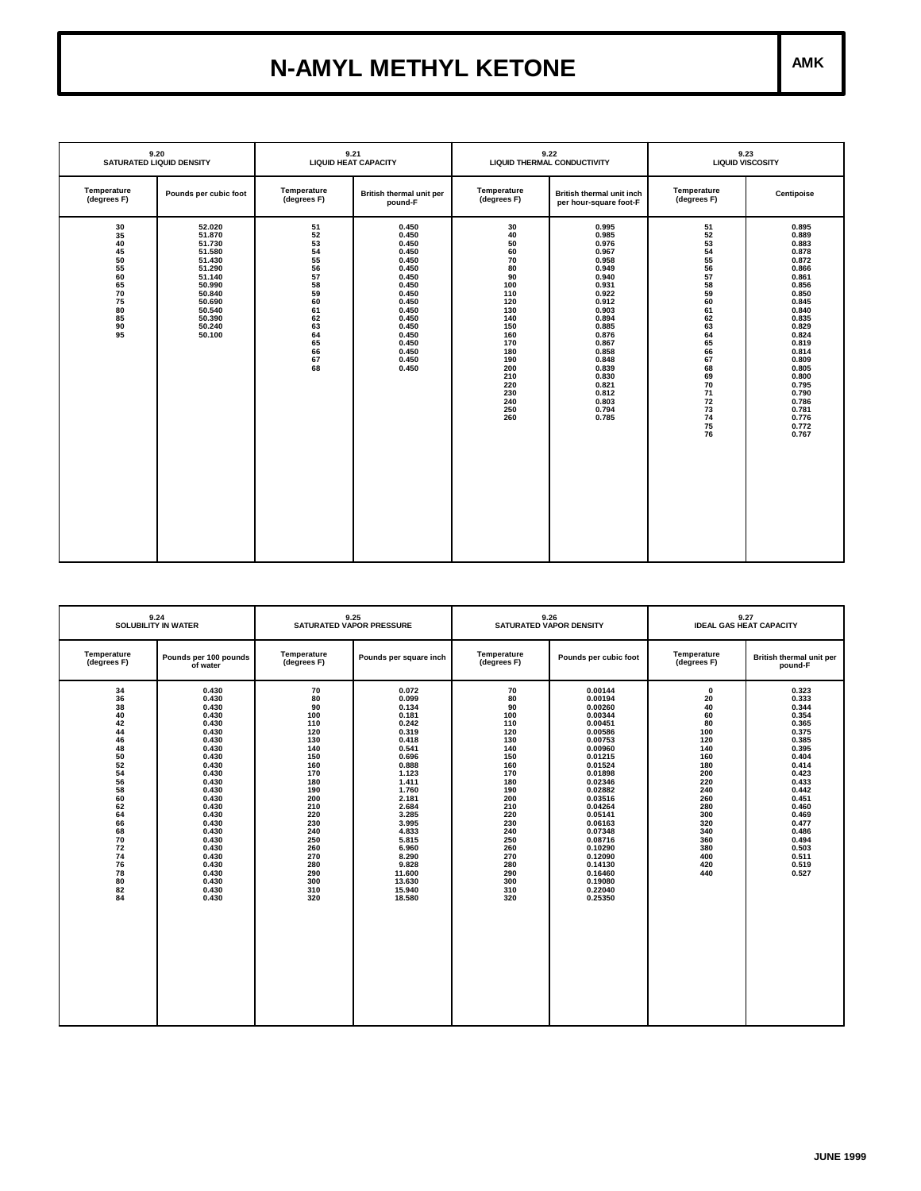# N-AMYL METHYL KETONE

**AMK**

| 9.20 SATURATED LIQUID DENSITY | | 9.21 LIQUID HEAT CAPACITY | | 9.22 LIQUID THERMAL CONDUCTIVITY | | 9.23 LIQUID VISCOSITY | |
|---|---|---|---|---|---|---|---|
| Temperature (degrees F) | Pounds per cubic foot | Temperature (degrees F) | British thermal unit per pound-F | Temperature (degrees F) | British thermal unit inch per hour-square foot-F | Temperature (degrees F) | Centipoise |
| 30 | 52.020 | 51 | 0.450 | 30 | 0.995 | 51 | 0.895 |
| 35 | 51.870 | 52 | 0.450 | 40 | 0.985 | 52 | 0.889 |
| 40 | 51.730 | 53 | 0.450 | 50 | 0.976 | 53 | 0.883 |
| 45 | 51.580 | 54 | 0.450 | 60 | 0.967 | 54 | 0.878 |
| 50 | 51.430 | 55 | 0.450 | 70 | 0.958 | 55 | 0.872 |
| 55 | 51.290 | 56 | 0.450 | 80 | 0.949 | 56 | 0.866 |
| 60 | 51.140 | 57 | 0.450 | 90 | 0.940 | 57 | 0.861 |
| 65 | 50.990 | 58 | 0.450 | 100 | 0.931 | 58 | 0.856 |
| 70 | 50.840 | 59 | 0.450 | 110 | 0.922 | 59 | 0.850 |
| 75 | 50.690 | 60 | 0.450 | 120 | 0.912 | 60 | 0.845 |
| 80 | 50.540 | 61 | 0.450 | 130 | 0.903 | 61 | 0.840 |
| 85 | 50.390 | 62 | 0.450 | 140 | 0.894 | 62 | 0.835 |
| 90 | 50.240 | 63 | 0.450 | 150 | 0.885 | 63 | 0.829 |
| 95 | 50.100 | 64 | 0.450 | 160 | 0.876 | 64 | 0.824 |
| | | 65 | 0.450 | 170 | 0.867 | 65 | 0.819 |
| | | 66 | 0.450 | 180 | 0.858 | 66 | 0.814 |
| | | 67 | 0.450 | 190 | 0.848 | 67 | 0.809 |
| | | 68 | 0.450 | 200 | 0.839 | 68 | 0.805 |
| | | | | 210 | 0.830 | 69 | 0.800 |
| | | | | 220 | 0.821 | 70 | 0.795 |
| | | | | 230 | 0.812 | 71 | 0.790 |
| | | | | 240 | 0.803 | 72 | 0.786 |
| | | | | 250 | 0.794 | 73 | 0.781 |
| | | | | 260 | 0.785 | 74 | 0.776 |
| | | | | | | 75 | 0.772 |
| | | | | | | 76 | 0.767 |

| 9.24 SOLUBILITY IN WATER | | 9.25 SATURATED VAPOR PRESSURE | | 9.26 SATURATED VAPOR DENSITY | | 9.27 IDEAL GAS HEAT CAPACITY | |
|---|---|---|---|---|---|---|---|
| Temperature (degrees F) | Pounds per 100 pounds of water | Temperature (degrees F) | Pounds per square inch | Temperature (degrees F) | Pounds per cubic foot | Temperature (degrees F) | British thermal unit per pound-F |
| 34 | 0.430 | 70 | 0.072 | 70 | 0.00144 | 0 | 0.323 |
| 36 | 0.430 | 80 | 0.099 | 80 | 0.00194 | 20 | 0.333 |
| 38 | 0.430 | 90 | 0.134 | 90 | 0.00260 | 40 | 0.344 |
| 40 | 0.430 | 100 | 0.181 | 100 | 0.00344 | 60 | 0.354 |
| 42 | 0.430 | 110 | 0.242 | 110 | 0.00451 | 80 | 0.365 |
| 44 | 0.430 | 120 | 0.319 | 120 | 0.00586 | 100 | 0.375 |
| 46 | 0.430 | 130 | 0.418 | 130 | 0.00753 | 120 | 0.385 |
| 48 | 0.430 | 140 | 0.541 | 140 | 0.00960 | 140 | 0.395 |
| 50 | 0.430 | 150 | 0.696 | 150 | 0.01215 | 160 | 0.404 |
| 52 | 0.430 | 160 | 0.888 | 160 | 0.01524 | 180 | 0.414 |
| 54 | 0.430 | 170 | 1.123 | 170 | 0.01898 | 200 | 0.423 |
| 56 | 0.430 | 180 | 1.411 | 180 | 0.02346 | 220 | 0.433 |
| 58 | 0.430 | 190 | 1.760 | 190 | 0.02882 | 240 | 0.442 |
| 60 | 0.430 | 200 | 2.181 | 200 | 0.03516 | 260 | 0.451 |
| 62 | 0.430 | 210 | 2.684 | 210 | 0.04264 | 280 | 0.460 |
| 64 | 0.430 | 220 | 3.285 | 220 | 0.05141 | 300 | 0.469 |
| 66 | 0.430 | 230 | 3.995 | 230 | 0.06163 | 320 | 0.477 |
| 68 | 0.430 | 240 | 4.833 | 240 | 0.07348 | 340 | 0.486 |
| 70 | 0.430 | 250 | 5.815 | 250 | 0.08716 | 360 | 0.494 |
| 72 | 0.430 | 260 | 6.960 | 260 | 0.10290 | 380 | 0.503 |
| 74 | 0.430 | 270 | 8.290 | 270 | 0.12090 | 400 | 0.511 |
| 76 | 0.430 | 280 | 9.828 | 280 | 0.14130 | 420 | 0.519 |
| 78 | 0.430 | 290 | 11.600 | 290 | 0.16460 | 440 | 0.527 |
| 80 | 0.430 | 300 | 13.630 | 300 | 0.19080 | | |
| 82 | 0.430 | 310 | 15.940 | 310 | 0.22040 | | |
| 84 | 0.430 | 320 | 18.580 | 320 | 0.25350 | | |

JUNE 1999